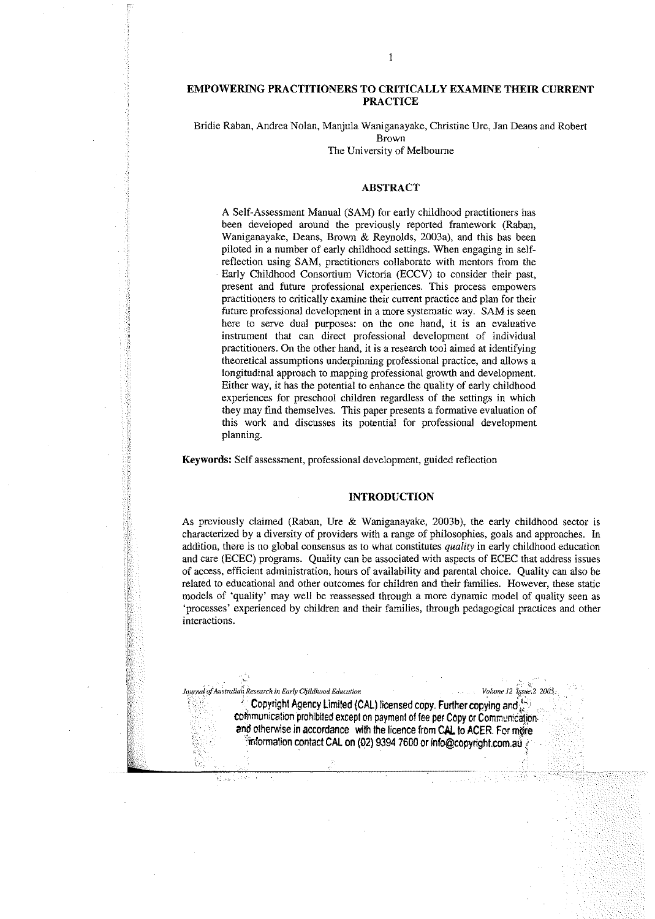# EMPOWERING PRACTITIONERS TO CRITICALLY EXAMINE THEIR CURRENT PRACTICE

Bridie Raban, Andrea Nolan, Manjula Waniganayake, Christine Ure, Jan Deans and Robert Brown

The University of Melbourne

## ABSTRACT

A Self-Assessment Manual (SAM) for early childhood practitioners has been developed around the previously reported framework (Raban, Waniganayake, Deans, Brown & Reynolds, 2003a), and this has been piloted in a number of early childhood settings. When engaging in self-reflection using SAM, practitioners collaborate with mentors from the Early Childhood Consortium Victoria (ECCV) to consider their past, present and future professional experiences. This process empowers practitioners to critically examine their current practice and plan for their future professional development in a more systematic way. SAM is seen here to serve dual purposes: on the one hand, it is an evaluative instrument that can direct professional development of individual practitioners. On the other hand, it is a research tool aimed at identifying theoretical assumptions underpinning professional practice, and allows a longitudinal approach to mapping professional growth and development. Either way, it has the potential to enhance the quality of early childhood experiences for preschool children regardless of the settings in which they may find themselves. This paper presents a formative evaluation of this work and discusses its potential for professional development planning.

**Keywords:** Self assessment, professional development, guided reflection

## INTRODUCTION

As previously claimed (Raban, Ure & Waniganayake, 2003b), the early childhood sector is characterized by a diversity of providers with a range of philosophies, goals and approaches. In addition, there is no global consensus as to what constitutes *quality* in early childhood education and care (ECEC) programs. Quality can be associated with aspects of ECEC that address issues of access, efficient administration, hours of availability and parental choice. Quality can also be related to educational and other outcomes for children and their families. However, these static models of 'quality' may well be reassessed through a more dynamic model of quality seen as 'processes' experienced by children and their families, through pedagogical practices and other interactions.

Copyright Agency Limited (CAL) licensed copy. Further copying and communication prohibited except on payment of fee per Copy or Communication and otherwise in accordance with the licence from CAL to ACER. For more information contact CAL on (02) 9394 7600 or info@copyright.com.au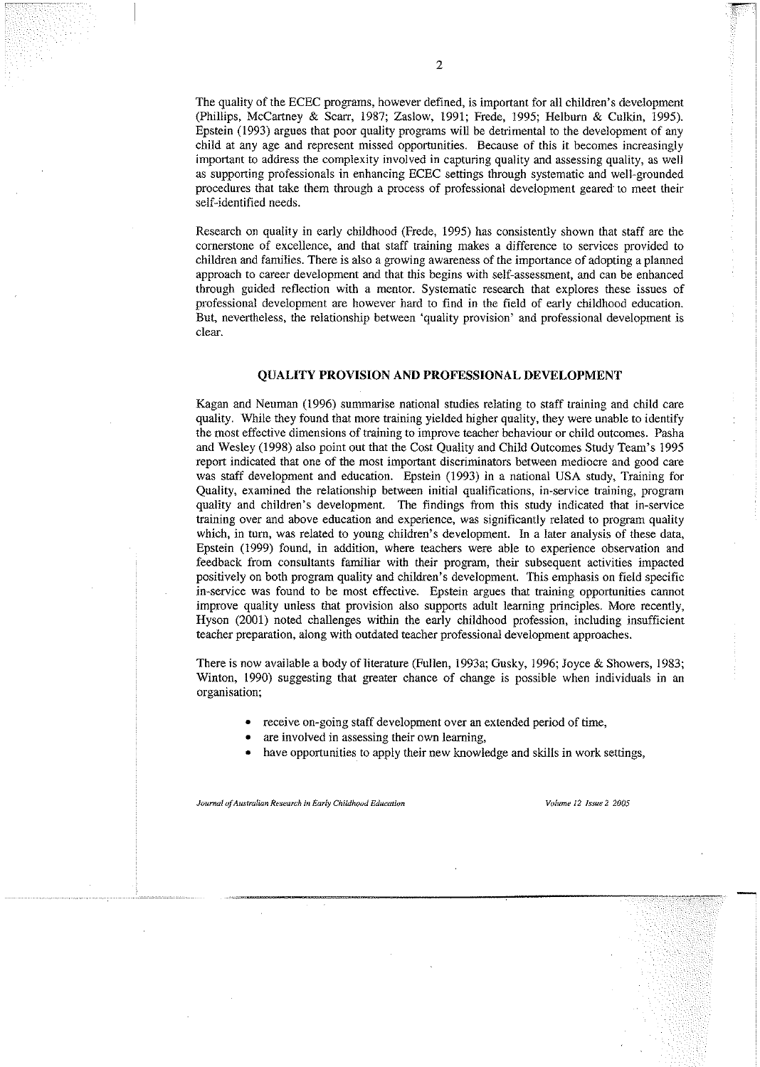The quality of the ECEC programs, however defined, is important for all children's development (Phillips, McCartney & Scarr, 1987; Zaslow, 1991; Frede, 1995; Helburn & Calkin, 1995). Epstein (1993) argues that poor quality programs will be detrimental to the development of any child at any age and represent missed opportunities. Because of this it becomes increasingly important to address the complexity involved in capturing quality and assessing quality, as well as supporting professionals in enhancing ECEC settings through systematic and well-grounded procedures that take them through a process of professional development geared to meet their self-identified needs.

Research on quality in early childhood (Frede, 1995) has consistently shown that staff are the cornerstone of excellence, and that staff training makes a difference to services provided to children and families. There is also a growing awareness of the importance of adopting a planned approach to career development and that this begins with self-assessment, and can be enhanced through guided reflection with a mentor. Systematic research that explores these issues of professional development are however hard to find in the field of early childhood education. But, nevertheless, the relationship between 'quality provision' and professional development is clear.

## QUALITY PROVISION AND PROFESSIONAL DEVELOPMENT

Kagan and Neuman (1996) summarise national studies relating to staff training and child care quality. While they found that more training yielded higher quality, they were unable to identify the most effective dimensions of training to improve teacher behaviour or child outcomes. Pasha and Wesley (1998) also point out that the Cost Quality and Child Outcomes Study Team's 1995 report indicated that one of the most important discriminators between mediocre and good care was staff development and education. Epstein (1993) in a national USA study, Training for Quality, examined the relationship between initial qualifications, in-service training, program quality and children's development. The findings from this study indicated that in-service training over and above education and experience, was significantly related to program quality which, in turn, was related to young children's development. In a later analysis of these data, Epstein (1999) found, in addition, where teachers were able to experience observation and feedback from consultants familiar with their program, their subsequent activities impacted positively on both program quality and children's development. This emphasis on field specific in-service was found to be most effective. Epstein argues that training opportunities cannot improve quality unless that provision also supports adult learning principles. More recently, Hyson (2001) noted challenges within the early childhood profession, including insufficient teacher preparation, along with outdated teacher professional development approaches.

There is now available a body of literature (Fullen, 1993a; Gusky, 1996; Joyce & Showers, 1983; Winton, 1990) suggesting that greater chance of change is possible when individuals in an organisation;

- receive on-going staff development over an extended period of time,
- are involved in assessing their own learning,
- have opportunities to apply their new knowledge and skills in work settings,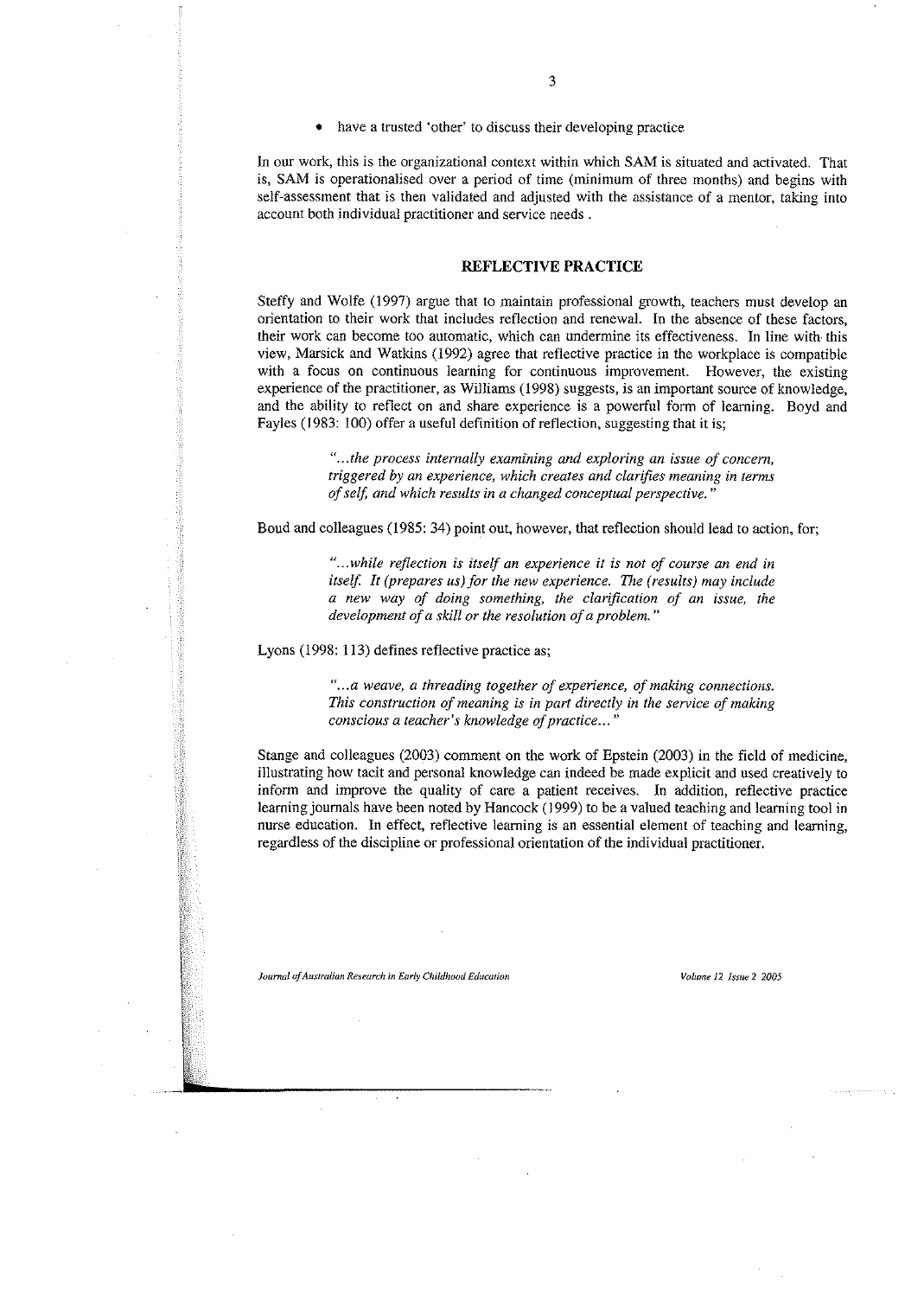- have a trusted 'other' to discuss their developing practice

In our work, this is the organizational context within which SAM is situated and activated. That is, SAM is operationalised over a period of time (minimum of three months) and begins with self-assessment that is then validated and adjusted with the assistance of a mentor, taking into account both individual practitioner and service needs .

## REFLECTIVE PRACTICE

Steffy and Wolfe (1997) argue that to maintain professional growth, teachers must develop an orientation to their work that includes reflection and renewal. In the absence of these factors, their work can become too automatic, which can undermine its effectiveness. In line with this view, Marsick and Watkins (1992) agree that reflective practice in the workplace is compatible with a focus on continuous learning for continuous improvement. However, the existing experience of the practitioner, as Williams (1998) suggests, is an important source of knowledge, and the ability to reflect on and share experience is a powerful form of learning. Boyd and Fayles (1983: 100) offer a useful definition of reflection, suggesting that it is;

> *"...the process internally examining and exploring an issue of concern, triggered by an experience, which creates and clarifies meaning in terms of self, and which results in a changed conceptual perspective."*

Boud and colleagues (1985: 34) point out, however, that reflection should lead to action, for;

> *"...while reflection is itself an experience it is not of course an end in itself. It (prepares us) for the new experience. The (results) may include a new way of doing something, the clarification of an issue, the development of a skill or the resolution of a problem."*

Lyons (1998: 113) defines reflective practice as;

> *"...a weave, a threading together of experience, of making connections. This construction of meaning is in part directly in the service of making conscious a teacher's knowledge of practice..."*

Stange and colleagues (2003) comment on the work of Epstein (2003) in the field of medicine, illustrating how tacit and personal knowledge can indeed be made explicit and used creatively to inform and improve the quality of care a patient receives. In addition, reflective practice learning journals have been noted by Hancock (1999) to be a valued teaching and learning tool in nurse education. In effect, reflective learning is an essential element of teaching and learning, regardless of the discipline or professional orientation of the individual practitioner.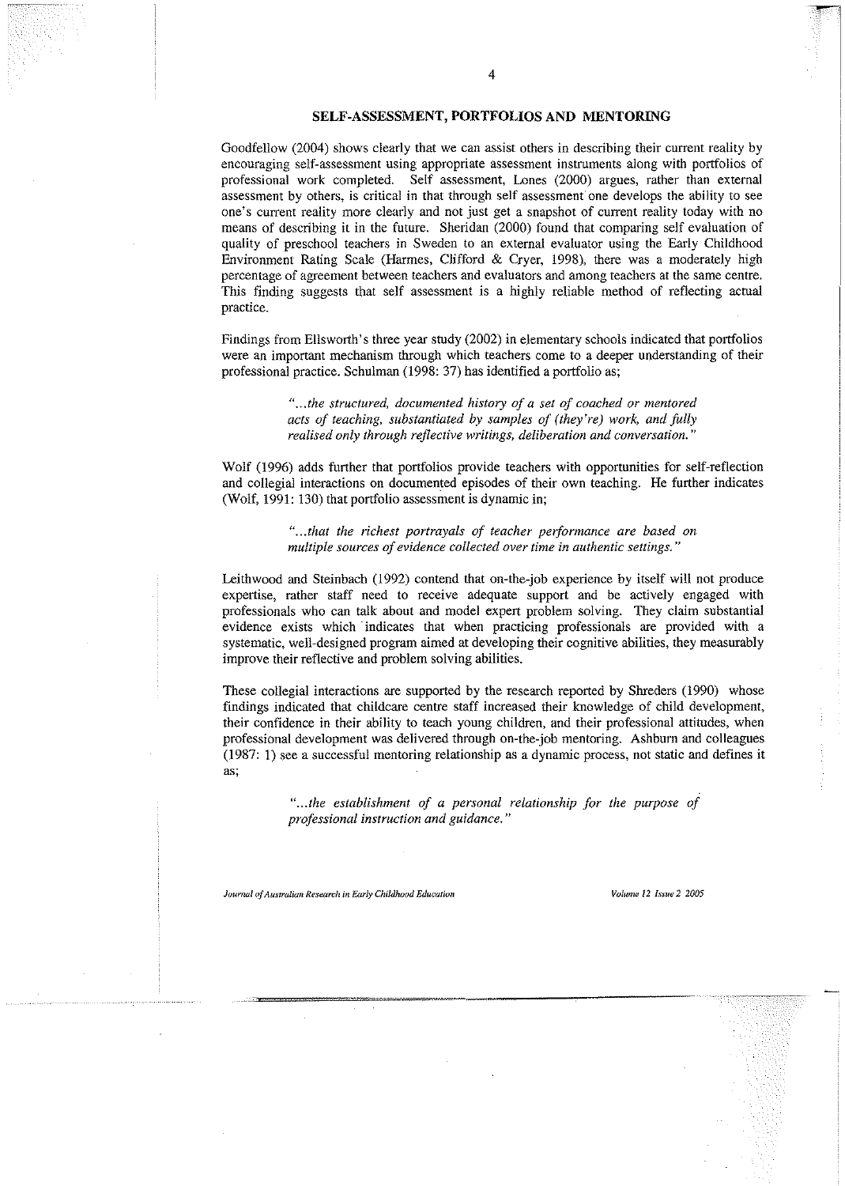## SELF-ASSESSMENT, PORTFOLIOS AND MENTORING

Goodfellow (2004) shows clearly that we can assist others in describing their current reality by encouraging self-assessment using appropriate assessment instruments along with portfolios of professional work completed. Self assessment, Lones (2000) argues, rather than external assessment by others, is critical in that through self assessment one develops the ability to see one's current reality more clearly and not just get a snapshot of current reality today with no means of describing it in the future. Sheridan (2000) found that comparing self evaluation of quality of preschool teachers in Sweden to an external evaluator using the Early Childhood Environment Rating Scale (Harmes, Clifford & Cryer, 1998), there was a moderately high percentage of agreement between teachers and evaluators and among teachers at the same centre. This finding suggests that self assessment is a highly reliable method of reflecting actual practice.

Findings from Ellsworth's three year study (2002) in elementary schools indicated that portfolios were an important mechanism through which teachers come to a deeper understanding of their professional practice. Schulman (1998: 37) has identified a portfolio as;

> *"...the structured, documented history of a set of coached or mentored acts of teaching, substantiated by samples of (they're) work, and fully realised only through reflective writings, deliberation and conversation."*

Wolf (1996) adds further that portfolios provide teachers with opportunities for self-reflection and collegial interactions on documented episodes of their own teaching. He further indicates (Wolf, 1991: 130) that portfolio assessment is dynamic in;

> *"...that the richest portrayals of teacher performance are based on multiple sources of evidence collected over time in authentic settings."*

Leithwood and Steinbach (1992) contend that on-the-job experience by itself will not produce expertise, rather staff need to receive adequate support and be actively engaged with professionals who can talk about and model expert problem solving. They claim substantial evidence exists which indicates that when practicing professionals are provided with a systematic, well-designed program aimed at developing their cognitive abilities, they measurably improve their reflective and problem solving abilities.

These collegial interactions are supported by the research reported by Shreders (1990) whose findings indicated that childcare centre staff increased their knowledge of child development, their confidence in their ability to teach young children, and their professional attitudes, when professional development was delivered through on-the-job mentoring. Ashburn and colleagues (1987: 1) see a successful mentoring relationship as a dynamic process, not static and defines it as;

> *"...the establishment of a personal relationship for the purpose of professional instruction and guidance."*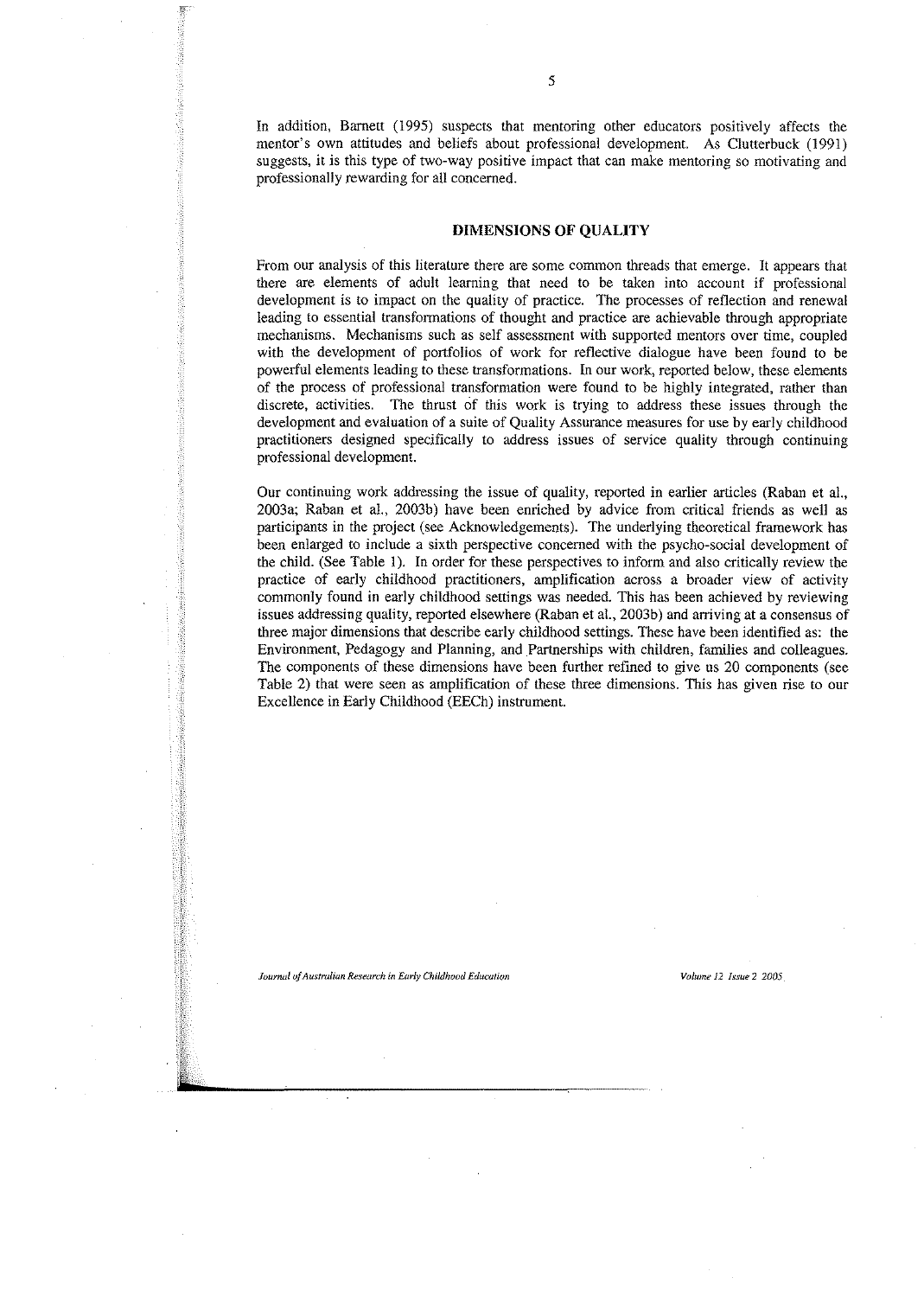In addition, Barnett (1995) suspects that mentoring other educators positively affects the mentor's own attitudes and beliefs about professional development. As Clutterbuck (1991) suggests, it is this type of two-way positive impact that can make mentoring so motivating and professionally rewarding for all concerned.

## DIMENSIONS OF QUALITY

From our analysis of this literature there are some common threads that emerge. It appears that there are elements of adult learning that need to be taken into account if professional development is to impact on the quality of practice. The processes of reflection and renewal leading to essential transformations of thought and practice are achievable through appropriate mechanisms. Mechanisms such as self assessment with supported mentors over time, coupled with the development of portfolios of work for reflective dialogue have been found to be powerful elements leading to these transformations. In our work, reported below, these elements of the process of professional transformation were found to be highly integrated, rather than discrete, activities. The thrust of this work is trying to address these issues through the development and evaluation of a suite of Quality Assurance measures for use by early childhood practitioners designed specifically to address issues of service quality through continuing professional development.

Our continuing work addressing the issue of quality, reported in earlier articles (Raban et al., 2003a; Raban et al., 2003b) have been enriched by advice from critical friends as well as participants in the project (see Acknowledgements). The underlying theoretical framework has been enlarged to include a sixth perspective concerned with the psycho-social development of the child. (See Table 1). In order for these perspectives to inform and also critically review the practice of early childhood practitioners, amplification across a broader view of activity commonly found in early childhood settings was needed. This has been achieved by reviewing issues addressing quality, reported elsewhere (Raban et al., 2003b) and arriving at a consensus of three major dimensions that describe early childhood settings. These have been identified as: the Environment, Pedagogy and Planning, and Partnerships with children, families and colleagues. The components of these dimensions have been further refined to give us 20 components (see Table 2) that were seen as amplification of these three dimensions. This has given rise to our Excellence in Early Childhood (EECh) instrument.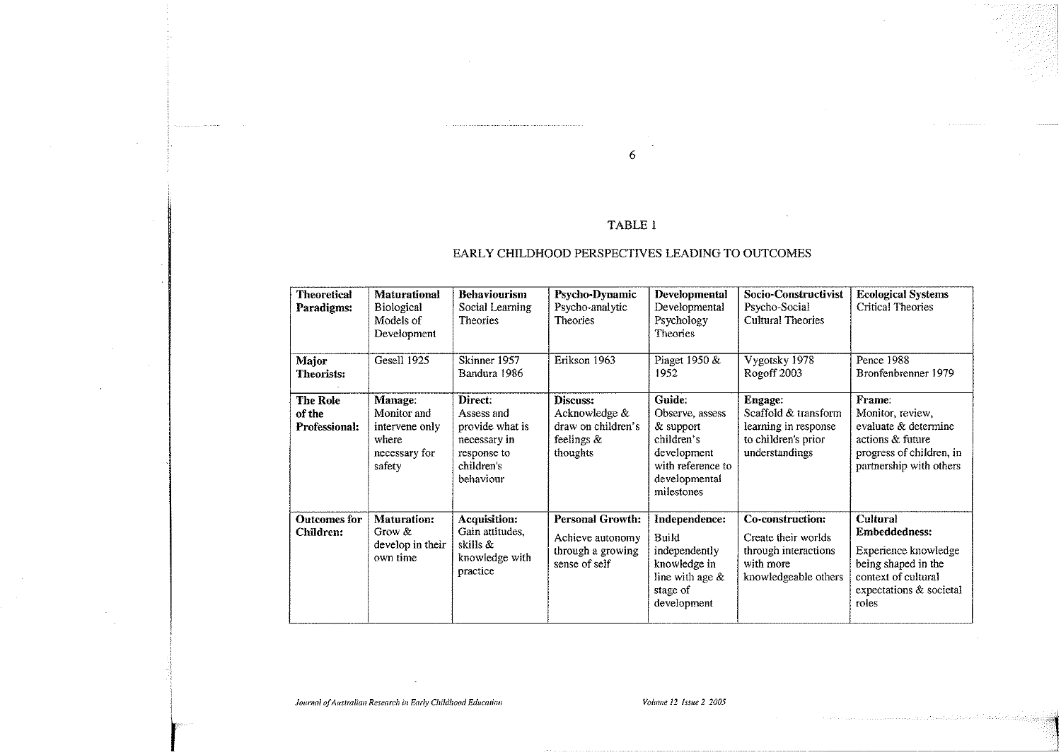TABLE 1

EARLY CHILDHOOD PERSPECTIVES LEADING TO OUTCOMES

| **Theoretical Paradigms:** | **Maturational** Biological Models of Development | **Behaviourism** Social Learning Theories | **Psycho-Dynamic** Psycho-analytic Theories | **Developmental** Developmental Psychology Theories | **Socio-Constructivist** Psycho-Social Cultural Theories | **Ecological Systems** Critical Theories |
|---|---|---|---|---|---|---|
| **Major Theorists:** | Gesell 1925 | Skinner 1957 Bandura 1986 | Erikson 1963 | Piaget 1950 & 1952 | Vygotsky 1978 Rogoff 2003 | Pence 1988 Bronfenbrenner 1979 |
| **The Role of the Professional:** | **Manage:** Monitor and intervene only where necessary for safety | **Direct:** Assess and provide what is necessary in response to children's behaviour | **Discuss:** Acknowledge & draw on children's feelings & thoughts | **Guide:** Observe, assess & support children's development with reference to developmental milestones | **Engage:** Scaffold & transform learning in response to children's prior understandings | **Frame:** Monitor, review, evaluate & determine actions & future progress of children, in partnership with others |
| **Outcomes for Children:** | **Maturation:** Grow & develop in their own time | **Acquisition:** Gain attitudes, skills & knowledge with practice | **Personal Growth:** Achieve autonomy through a growing sense of self | **Independence:** Build independently knowledge in line with age & stage of development | **Co-construction:** Create their worlds through interactions with more knowledgeable others | **Cultural Embeddedness:** Experience knowledge being shaped in the context of cultural expectations & societal roles |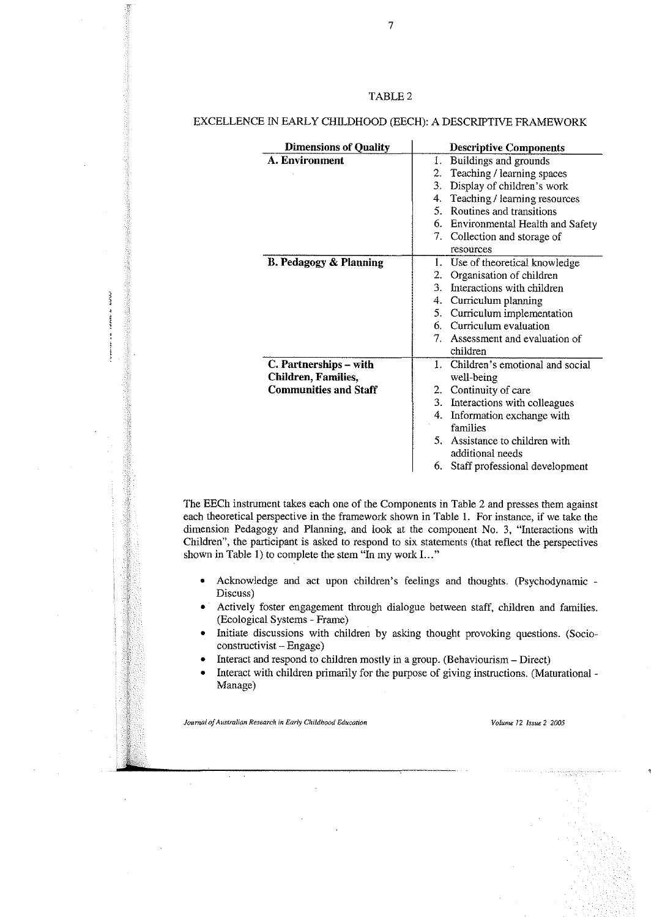TABLE 2

EXCELLENCE IN EARLY CHILDHOOD (EECH): A DESCRIPTIVE FRAMEWORK

| Dimensions of Quality | Descriptive Components |
|---|---|
| **A. Environment** | 1. Buildings and grounds<br>2. Teaching / learning spaces<br>3. Display of children's work<br>4. Teaching / learning resources<br>5. Routines and transitions<br>6. Environmental Health and Safety<br>7. Collection and storage of resources |
| **B. Pedagogy & Planning** | 1. Use of theoretical knowledge<br>2. Organisation of children<br>3. Interactions with children<br>4. Curriculum planning<br>5. Curriculum implementation<br>6. Curriculum evaluation<br>7. Assessment and evaluation of children |
| **C. Partnerships – with Children, Families, Communities and Staff** | 1. Children's emotional and social well-being<br>2. Continuity of care<br>3. Interactions with colleagues<br>4. Information exchange with families<br>5. Assistance to children with additional needs<br>6. Staff professional development |

The EECh instrument takes each one of the Components in Table 2 and presses them against each theoretical perspective in the framework shown in Table 1. For instance, if we take the dimension Pedagogy and Planning, and look at the component No. 3, "Interactions with Children", the participant is asked to respond to six statements (that reflect the perspectives shown in Table 1) to complete the stem "In my work I…"

- Acknowledge and act upon children's feelings and thoughts. (Psychodynamic - Discuss)
- Actively foster engagement through dialogue between staff, children and families. (Ecological Systems - Frame)
- Initiate discussions with children by asking thought provoking questions. (Socio-constructivist – Engage)
- Interact and respond to children mostly in a group. (Behaviourism – Direct)
- Interact with children primarily for the purpose of giving instructions. (Maturational - Manage)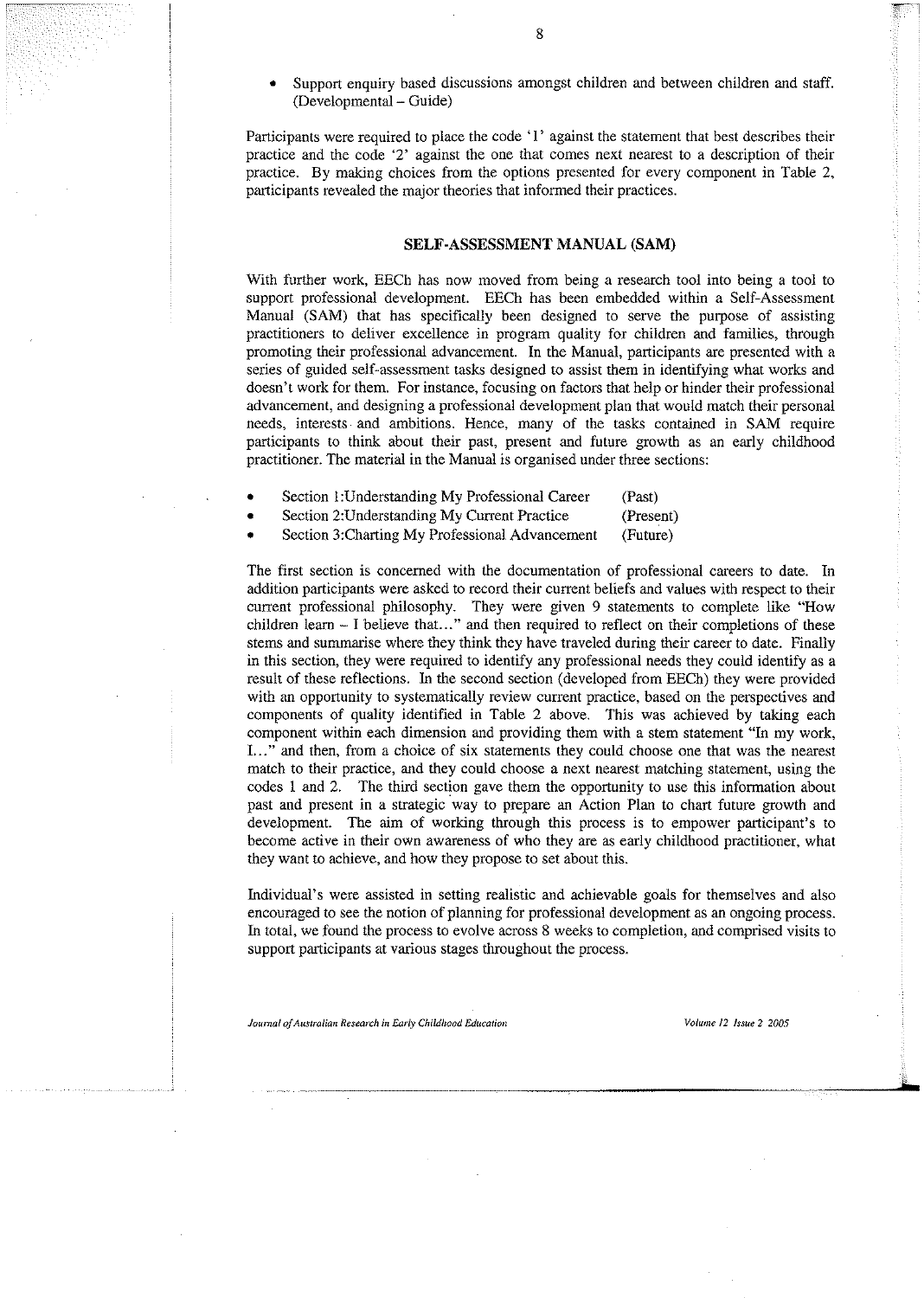- Support enquiry based discussions amongst children and between children and staff. (Developmental – Guide)

Participants were required to place the code '1' against the statement that best describes their practice and the code '2' against the one that comes next nearest to a description of their practice. By making choices from the options presented for every component in Table 2, participants revealed the major theories that informed their practices.

## SELF-ASSESSMENT MANUAL (SAM)

With further work, EECh has now moved from being a research tool into being a tool to support professional development. EECh has been embedded within a Self-Assessment Manual (SAM) that has specifically been designed to serve the purpose of assisting practitioners to deliver excellence in program quality for children and families, through promoting their professional advancement. In the Manual, participants are presented with a series of guided self-assessment tasks designed to assist them in identifying what works and doesn't work for them. For instance, focusing on factors that help or hinder their professional advancement, and designing a professional development plan that would match their personal needs, interests and ambitions. Hence, many of the tasks contained in SAM require participants to think about their past, present and future growth as an early childhood practitioner. The material in the Manual is organised under three sections:

- Section 1:Understanding My Professional Career (Past)
- Section 2:Understanding My Current Practice (Present)
- Section 3:Charting My Professional Advancement (Future)

The first section is concerned with the documentation of professional careers to date. In addition participants were asked to record their current beliefs and values with respect to their current professional philosophy. They were given 9 statements to complete like "How children learn – I believe that…" and then required to reflect on their completions of these stems and summarise where they think they have traveled during their career to date. Finally in this section, they were required to identify any professional needs they could identify as a result of these reflections. In the second section (developed from EECh) they were provided with an opportunity to systematically review current practice, based on the perspectives and components of quality identified in Table 2 above. This was achieved by taking each component within each dimension and providing them with a stem statement "In my work, I…" and then, from a choice of six statements they could choose one that was the nearest match to their practice, and they could choose a next nearest matching statement, using the codes 1 and 2. The third section gave them the opportunity to use this information about past and present in a strategic way to prepare an Action Plan to chart future growth and development. The aim of working through this process is to empower participant's to become active in their own awareness of who they are as early childhood practitioner, what they want to achieve, and how they propose to set about this.

Individual's were assisted in setting realistic and achievable goals for themselves and also encouraged to see the notion of planning for professional development as an ongoing process. In total, we found the process to evolve across 8 weeks to completion, and comprised visits to support participants at various stages throughout the process.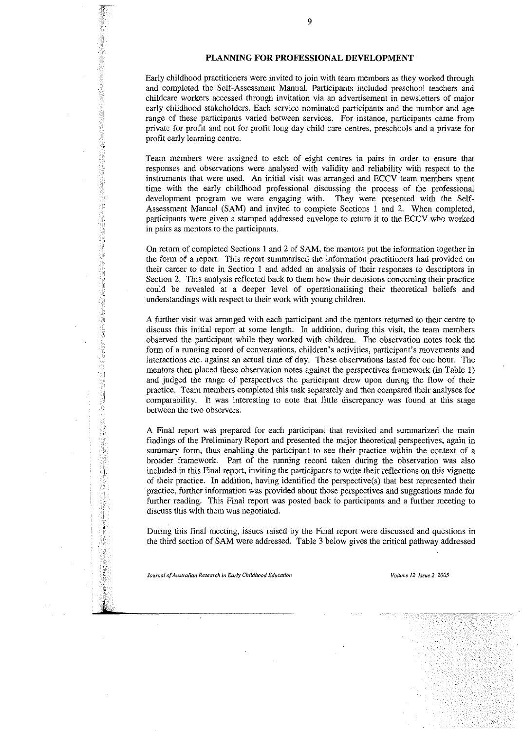## PLANNING FOR PROFESSIONAL DEVELOPMENT

Early childhood practitioners were invited to join with team members as they worked through and completed the Self-Assessment Manual. Participants included preschool teachers and childcare workers accessed through invitation via an advertisement in newsletters of major early childhood stakeholders. Each service nominated participants and the number and age range of these participants varied between services. For instance, participants came from private for profit and not for profit long day child care centres, preschools and a private for profit early learning centre.

Team members were assigned to each of eight centres in pairs in order to ensure that responses and observations were analysed with validity and reliability with respect to the instruments that were used. An initial visit was arranged and ECCV team members spent time with the early childhood professional discussing the process of the professional development program we were engaging with. They were presented with the Self-Assessment Manual (SAM) and invited to complete Sections 1 and 2. When completed, participants were given a stamped addressed envelope to return it to the ECCV who worked in pairs as mentors to the participants.

On return of completed Sections 1 and 2 of SAM, the mentors put the information together in the form of a report. This report summarised the information practitioners had provided on their career to date in Section 1 and added an analysis of their responses to descriptors in Section 2. This analysis reflected back to them how their decisions concerning their practice could be revealed at a deeper level of operationalising their theoretical beliefs and understandings with respect to their work with young children.

A further visit was arranged with each participant and the mentors returned to their centre to discuss this initial report at some length. In addition, during this visit, the team members observed the participant while they worked with children. The observation notes took the form of a running record of conversations, children's activities, participant's movements and interactions etc. against an actual time of day. These observations lasted for one hour. The mentors then placed these observation notes against the perspectives framework (in Table 1) and judged the range of perspectives the participant drew upon during the flow of their practice. Team members completed this task separately and then compared their analyses for comparability. It was interesting to note that little discrepancy was found at this stage between the two observers.

A Final report was prepared for each participant that revisited and summarized the main findings of the Preliminary Report and presented the major theoretical perspectives, again in summary form, thus enabling the participant to see their practice within the context of a broader framework. Part of the running record taken during the observation was also included in this Final report, inviting the participants to write their reflections on this vignette of their practice. In addition, having identified the perspective(s) that best represented their practice, further information was provided about those perspectives and suggestions made for further reading. This Final report was posted back to participants and a further meeting to discuss this with them was negotiated.

During this final meeting, issues raised by the Final report were discussed and questions in the third section of SAM were addressed. Table 3 below gives the critical pathway addressed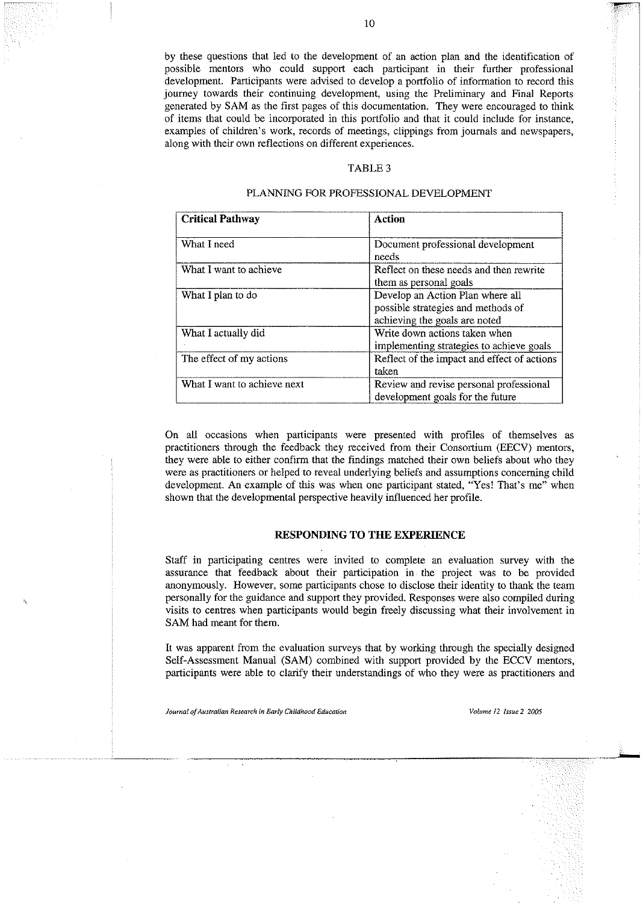by these questions that led to the development of an action plan and the identification of possible mentors who could support each participant in their further professional development. Participants were advised to develop a portfolio of information to record this journey towards their continuing development, using the Preliminary and Final Reports generated by SAM as the first pages of this documentation. They were encouraged to think of items that could be incorporated in this portfolio and that it could include for instance, examples of children's work, records of meetings, clippings from journals and newspapers, along with their own reflections on different experiences.

TABLE 3

PLANNING FOR PROFESSIONAL DEVELOPMENT

| **Critical Pathway** | **Action** |
|---|---|
| What I need | Document professional development needs |
| What I want to achieve | Reflect on these needs and then rewrite them as personal goals |
| What I plan to do | Develop an Action Plan where all possible strategies and methods of achieving the goals are noted |
| What I actually did | Write down actions taken when implementing strategies to achieve goals |
| The effect of my actions | Reflect of the impact and effect of actions taken |
| What I want to achieve next | Review and revise personal professional development goals for the future |

On all occasions when participants were presented with profiles of themselves as practitioners through the feedback they received from their Consortium (EECV) mentors, they were able to either confirm that the findings matched their own beliefs about who they were as practitioners or helped to reveal underlying beliefs and assumptions concerning child development. An example of this was when one participant stated, "Yes! That's me" when shown that the developmental perspective heavily influenced her profile.

## RESPONDING TO THE EXPERIENCE

Staff in participating centres were invited to complete an evaluation survey with the assurance that feedback about their participation in the project was to be provided anonymously. However, some participants chose to disclose their identity to thank the team personally for the guidance and support they provided. Responses were also compiled during visits to centres when participants would begin freely discussing what their involvement in SAM had meant for them.

It was apparent from the evaluation surveys that by working through the specially designed Self-Assessment Manual (SAM) combined with support provided by the ECCV mentors, participants were able to clarify their understandings of who they were as practitioners and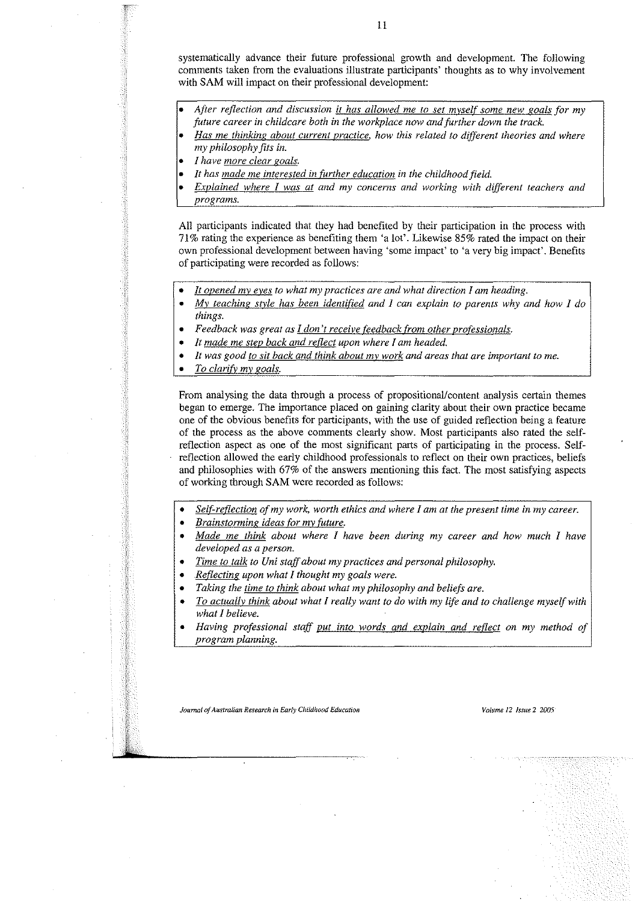systematically advance their future professional growth and development. The following comments taken from the evaluations illustrate participants' thoughts as to why involvement with SAM will impact on their professional development:

- *After reflection and discussion it has allowed me to set myself some new goals for my future career in childcare both in the workplace now and further down the track.*
- *Has me thinking about current practice, how this related to different theories and where my philosophy fits in.*
- *I have more clear goals.*
- *It has made me interested in further education in the childhood field.*
- *Explained where I was at and my concerns and working with different teachers and programs.*

All participants indicated that they had benefited by their participation in the process with 71% rating the experience as benefiting them 'a lot'. Likewise 85% rated the impact on their own professional development between having 'some impact' to 'a very big impact'. Benefits of participating were recorded as follows:

- *It opened my eyes to what my practices are and what direction I am heading.*
- *My teaching style has been identified and I can explain to parents why and how I do things.*
- *Feedback was great as I don't receive feedback from other professionals.*
- *It made me step back and reflect upon where I am headed.*
- *It was good to sit back and think about my work and areas that are important to me.*
- *To clarify my goals.*

From analysing the data through a process of propositional/content analysis certain themes began to emerge. The importance placed on gaining clarity about their own practice became one of the obvious benefits for participants, with the use of guided reflection being a feature of the process as the above comments clearly show. Most participants also rated the self-reflection aspect as one of the most significant parts of participating in the process. Self-reflection allowed the early childhood professionals to reflect on their own practices, beliefs and philosophies with 67% of the answers mentioning this fact. The most satisfying aspects of working through SAM were recorded as follows:

- *Self-reflection of my work, worth ethics and where I am at the present time in my career.*
- *Brainstorming ideas for my future.*
- *Made me think about where I have been during my career and how much I have developed as a person.*
- *Time to talk to Uni staff about my practices and personal philosophy.*
- *Reflecting upon what I thought my goals were.*
- *Taking the time to think about what my philosophy and beliefs are.*
- *To actually think about what I really want to do with my life and to challenge myself with what I believe.*
- *Having professional staff put into words and explain and reflect on my method of program planning.*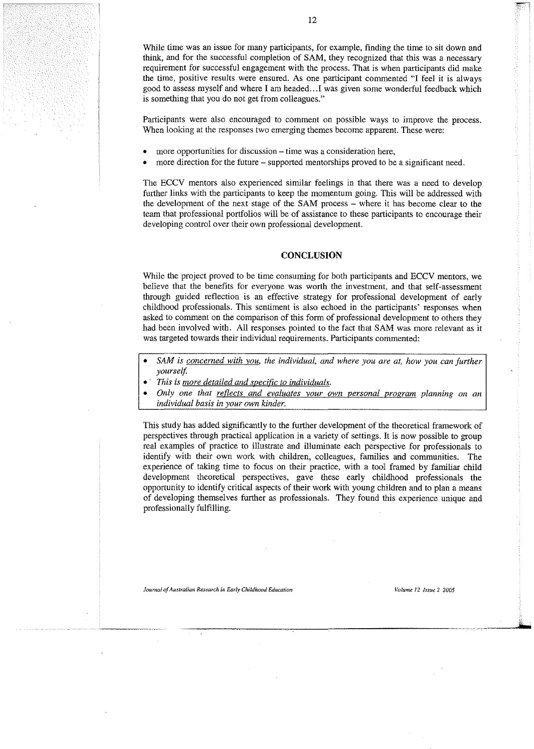While time was an issue for many participants, for example, finding the time to sit down and think, and for the successful completion of SAM, they recognized that this was a necessary requirement for successful engagement with the process. That is when participants did make the time, positive results were ensured. As one participant commented "I feel it is always good to assess myself and where I am headed…I was given some wonderful feedback which is something that you do not get from colleagues."

Participants were also encouraged to comment on possible ways to improve the process. When looking at the responses two emerging themes become apparent. These were:

- more opportunities for discussion – time was a consideration here,
- more direction for the future – supported mentorships proved to be a significant need.

The ECCV mentors also experienced similar feelings in that there was a need to develop further links with the participants to keep the momentum going. This will be addressed with the development of the next stage of the SAM process – where it has become clear to the team that professional portfolios will be of assistance to these participants to encourage their developing control over their own professional development.

## CONCLUSION

While the project proved to be time consuming for both participants and ECCV mentors, we believe that the benefits for everyone was worth the investment, and that self-assessment through guided reflection is an effective strategy for professional development of early childhood professionals. This sentiment is also echoed in the participants' responses when asked to comment on the comparison of this form of professional development to others they had been involved with. All responses pointed to the fact that SAM was more relevant as it was targeted towards their individual requirements. Participants commented:

- *SAM is <u>concerned with you</u>, the individual, and where you are at, how you can further yourself.*
- *This is <u>more detailed and specific to individuals</u>.*
- *Only one that <u>reflects and evaluates your own personal program</u> planning on an individual basis in your own kinder.*

This study has added significantly to the further development of the theoretical framework of perspectives through practical application in a variety of settings. It is now possible to group real examples of practice to illustrate and illuminate each perspective for professionals to identify with their own work with children, colleagues, families and communities. The experience of taking time to focus on their practice, with a tool framed by familiar child development theoretical perspectives, gave these early childhood professionals the opportunity to identify critical aspects of their work with young children and to plan a means of developing themselves further as professionals. They found this experience unique and professionally fulfilling.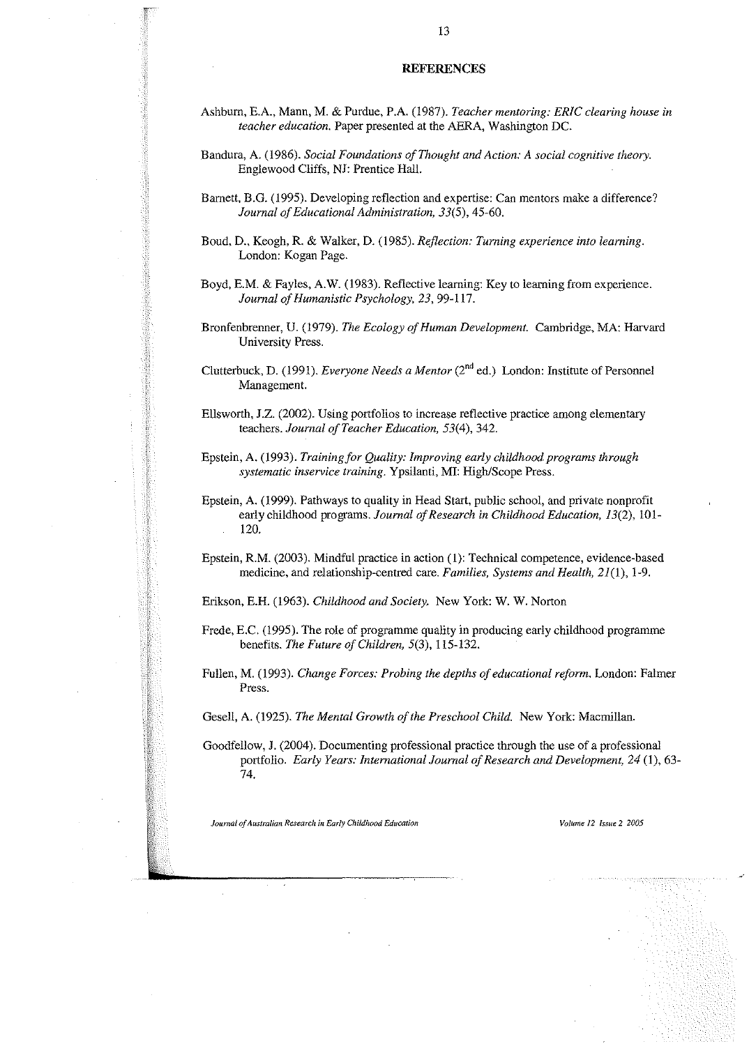**REFERENCES**

Ashburn, E.A., Mann, M. & Purdue, P.A. (1987). *Teacher mentoring: ERIC clearing house in teacher education.* Paper presented at the AERA, Washington DC.

Bandura, A. (1986). *Social Foundations of Thought and Action: A social cognitive theory.* Englewood Cliffs, NJ: Prentice Hall.

Barnett, B.G. (1995). Developing reflection and expertise: Can mentors make a difference? *Journal of Educational Administration, 33*(5), 45-60.

Boud, D., Keogh, R. & Walker, D. (1985). *Reflection: Turning experience into learning.* London: Kogan Page.

Boyd, E.M. & Fayles, A.W. (1983). Reflective learning: Key to learning from experience. *Journal of Humanistic Psychology, 23,* 99-117.

Bronfenbrenner, U. (1979). *The Ecology of Human Development.* Cambridge, MA: Harvard University Press.

Clutterbuck, D. (1991). *Everyone Needs a Mentor* (2nd ed.) London: Institute of Personnel Management.

Ellsworth, J.Z. (2002). Using portfolios to increase reflective practice among elementary teachers. *Journal of Teacher Education, 53*(4), 342.

Epstein, A. (1993). *Training for Quality: Improving early childhood programs through systematic inservice training.* Ypsilanti, MI: High/Scope Press.

Epstein, A. (1999). Pathways to quality in Head Start, public school, and private nonprofit early childhood programs. *Journal of Research in Childhood Education, 13*(2), 101-120.

Epstein, R.M. (2003). Mindful practice in action (1): Technical competence, evidence-based medicine, and relationship-centred care. *Families, Systems and Health, 21*(1), 1-9.

Erikson, E.H. (1963). *Childhood and Society.* New York: W. W. Norton

Frede, E.C. (1995). The role of programme quality in producing early childhood programme benefits. *The Future of Children, 5*(3), 115-132.

Fullen, M. (1993). *Change Forces: Probing the depths of educational reform.* London: Falmer Press.

Gesell, A. (1925). *The Mental Growth of the Preschool Child.* New York: Macmillan.

Goodfellow, J. (2004). Documenting professional practice through the use of a professional portfolio. *Early Years: International Journal of Research and Development, 24* (1), 63-74.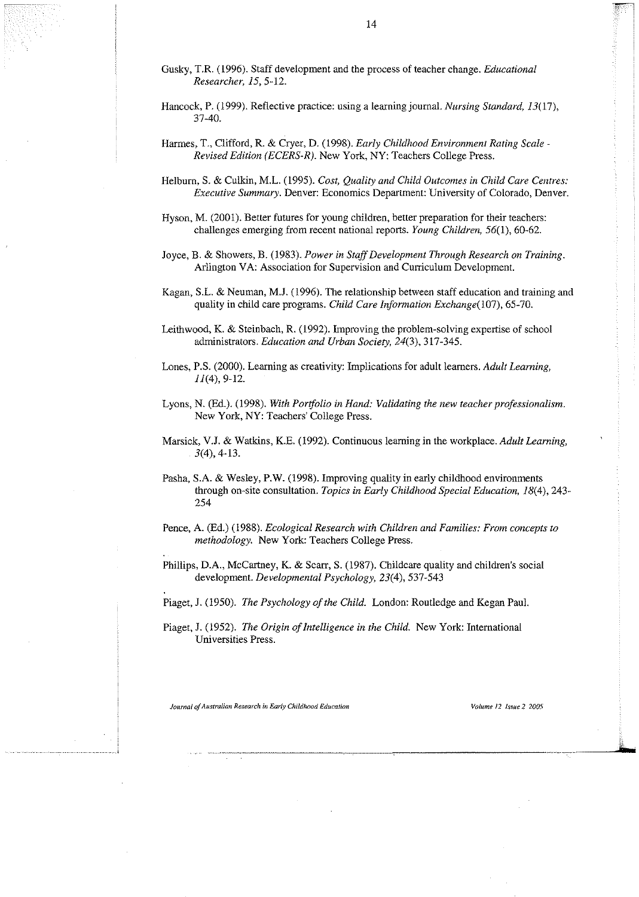Gusky, T.R. (1996). Staff development and the process of teacher change. *Educational Researcher, 15*, 5-12.

Hancock, P. (1999). Reflective practice: using a learning journal. *Nursing Standard, 13*(17), 37-40.

Harmes, T., Clifford, R. & Cryer, D. (1998). *Early Childhood Environment Rating Scale - Revised Edition (ECERS-R)*. New York, NY: Teachers College Press.

Helburn, S. & Culkin, M.L. (1995). *Cost, Quality and Child Outcomes in Child Care Centres: Executive Summary*. Denver: Economics Department: University of Colorado, Denver.

Hyson, M. (2001). Better futures for young children, better preparation for their teachers: challenges emerging from recent national reports. *Young Children, 56*(1), 60-62.

Joyce, B. & Showers, B. (1983). *Power in Staff Development Through Research on Training*. Arlington VA: Association for Supervision and Curriculum Development.

Kagan, S.L. & Neuman, M.J. (1996). The relationship between staff education and training and quality in child care programs. *Child Care Information Exchange*(107), 65-70.

Leithwood, K. & Steinbach, R. (1992). Improving the problem-solving expertise of school administrators. *Education and Urban Society, 24*(3), 317-345.

Lones, P.S. (2000). Learning as creativity: Implications for adult learners. *Adult Learning, 11*(4), 9-12.

Lyons, N. (Ed.). (1998). *With Portfolio in Hand: Validating the new teacher professionalism*. New York, NY: Teachers' College Press.

Marsick, V.J. & Watkins, K.E. (1992). Continuous learning in the workplace. *Adult Learning, 3*(4), 4-13.

Pasha, S.A. & Wesley, P.W. (1998). Improving quality in early childhood environments through on-site consultation. *Topics in Early Childhood Special Education, 18*(4), 243-254

Pence, A. (Ed.) (1988). *Ecological Research with Children and Families: From concepts to methodology*. New York: Teachers College Press.

Phillips, D.A., McCartney, K. & Scarr, S. (1987). Childcare quality and children's social development. *Developmental Psychology, 23*(4), 537-543

Piaget, J. (1950). *The Psychology of the Child*. London: Routledge and Kegan Paul.

Piaget, J. (1952). *The Origin of Intelligence in the Child*. New York: International Universities Press.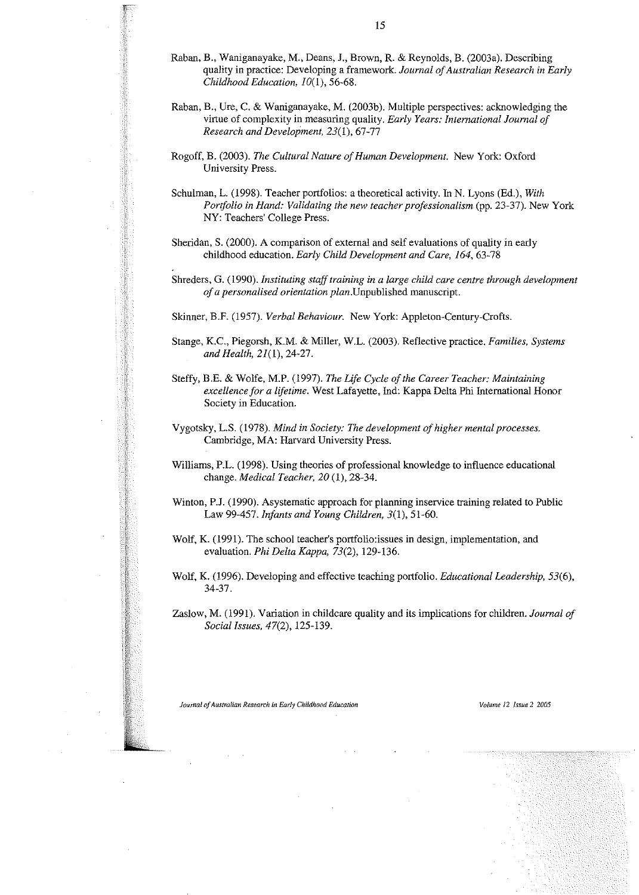Raban, B., Waniganayake, M., Deans, J., Brown, R. & Reynolds, B. (2003a). Describing quality in practice: Developing a framework. *Journal of Australian Research in Early Childhood Education, 10*(1), 56-68.

Raban, B., Ure, C. & Waniganayake, M. (2003b). Multiple perspectives: acknowledging the virtue of complexity in measuring quality. *Early Years: International Journal of Research and Development, 23*(1), 67-77

Rogoff, B. (2003). *The Cultural Nature of Human Development.* New York: Oxford University Press.

Schulman, L. (1998). Teacher portfolios: a theoretical activity. In N. Lyons (Ed.), *With Portfolio in Hand: Validating the new teacher professionalism* (pp. 23-37). New York NY: Teachers' College Press.

Sheridan, S. (2000). A comparison of external and self evaluations of quality in early childhood education. *Early Child Development and Care, 164*, 63-78

Shreders, G. (1990). *Instituting staff training in a large child care centre through development of a personalised orientation plan.*Unpublished manuscript.

Skinner, B.F. (1957). *Verbal Behaviour.* New York: Appleton-Century-Crofts.

Stange, K.C., Piegorsh, K.M. & Miller, W.L. (2003). Reflective practice. *Families, Systems and Health, 21*(1), 24-27.

Steffy, B.E. & Wolfe, M.P. (1997). *The Life Cycle of the Career Teacher: Maintaining excellence for a lifetime.* West Lafayette, Ind: Kappa Delta Phi International Honor Society in Education.

Vygotsky, L.S. (1978). *Mind in Society: The development of higher mental processes.* Cambridge, MA: Harvard University Press.

Williams, P.L. (1998). Using theories of professional knowledge to influence educational change. *Medical Teacher, 20* (1), 28-34.

Winton, P.J. (1990). Asystematic approach for planning inservice training related to Public Law 99-457. *Infants and Young Children, 3*(1), 51-60.

Wolf, K. (1991). The school teacher's portfolio:issues in design, implementation, and evaluation. *Phi Delta Kappa, 73*(2), 129-136.

Wolf, K. (1996). Developing and effective teaching portfolio. *Educational Leadership, 53*(6), 34-37.

Zaslow, M. (1991). Variation in childcare quality and its implications for children. *Journal of Social Issues, 47*(2), 125-139.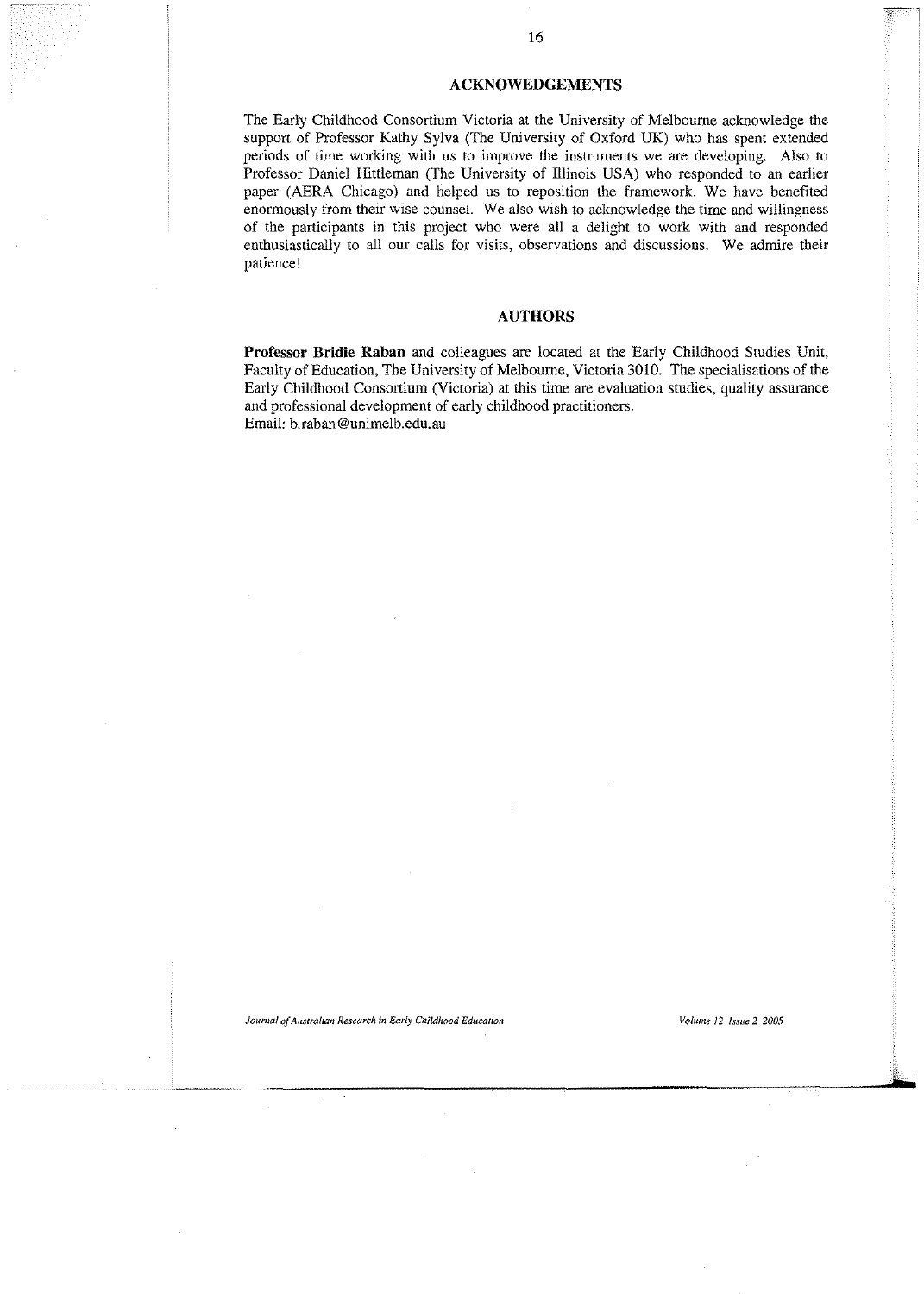## ACKNOWEDGEMENTS

The Early Childhood Consortium Victoria at the University of Melbourne acknowledge the support of Professor Kathy Sylva (The University of Oxford UK) who has spent extended periods of time working with us to improve the instruments we are developing. Also to Professor Daniel Hittleman (The University of Illinois USA) who responded to an earlier paper (AERA Chicago) and helped us to reposition the framework. We have benefited enormously from their wise counsel. We also wish to acknowledge the time and willingness of the participants in this project who were all a delight to work with and responded enthusiastically to all our calls for visits, observations and discussions. We admire their patience!

## AUTHORS

**Professor Bridie Raban** and colleagues are located at the Early Childhood Studies Unit, Faculty of Education, The University of Melbourne, Victoria 3010. The specialisations of the Early Childhood Consortium (Victoria) at this time are evaluation studies, quality assurance and professional development of early childhood practitioners.
Email: b.raban@unimelb.edu.au